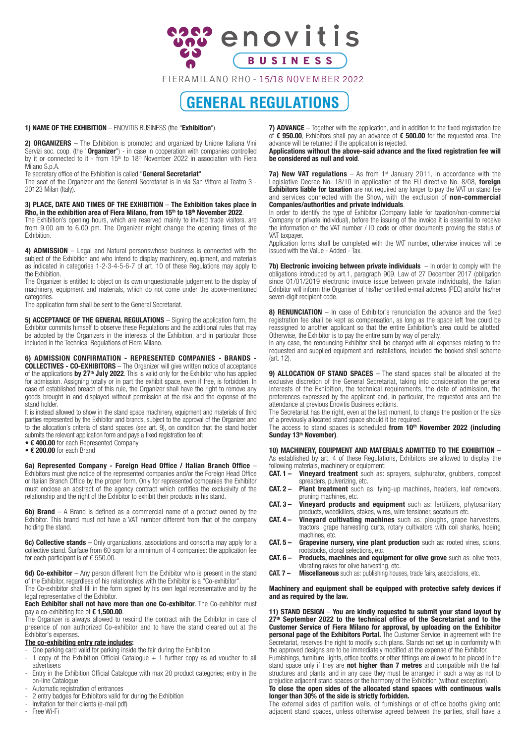# enovitis BUSINESS

FIERAMILANO RHO - 15/18 NOVEMBER 2022

# GENERAL REGULATIONS

**1) NAME OF THE EXHIBITION** – ENOVITIS BUSINESS (the "**Exhibition**").

**2) ORGANIZERS** – The Exhibition is promoted and organized by Unione Italiana Vini Servizi soc. coop. (the "**Organizer**") - in case in cooperation with companies controlled by it or connected to it - from 15th to 18th November 2022 in association with Fiera Milano S.p.A.

Te secretary office of the Exhibition is called "**General Secretariat**"

The seat of the Organizer and the General Secretariat is in via San Vittore al Teatro 3 - 20123 Milan (Italy).

**3) PLACE, DATE AND TIMES OF THE EXHIBITION** – **The Exhibition takes place in Rho, in the exhibition area of Fiera Milano, from 15th to 18th November 2022**.

The Exhibition's opening hours, which are reserved mainly to invited trade visitors, are from 9.00 am to 6.00 pm. The Organizer might change the opening times of the Exhibition.

**4) ADMISSION** – Legal and Natural personswhose business is connected with the subject of the Exhibition and who intend to display machinery, equipment, and materials as indicated in categories 1-2-3-4-5-6-7 of art. 10 of these Regulations may apply to the Exhibition.

The Organizer is entitled to object on its own unquestionable judgement to the display of machinery, equipment and materials, which do not come under the above-mentioned categories.

The application form shall be sent to the General Secretariat.

**5) ACCEPTANCE OF THE GENERAL REGULATIONS** – Signing the application form, the Exhibitor commits himself to observe these Regulations and the additional rules that may be adopted by the Organizers in the interests of the Exhibition, and in particular those included in the Technical Regulations of Fiera Milano.

**6) ADMISSION CONFIRMATION - REPRESENTED COMPANIES - BRANDS - COLLECTIVES - CO-EXHIBITORS** – The Organizer will give written notice of acceptance of the applications **by 27th July 2022**. This is valid only for the Exhibitor who has applied for admission. Assigning totally or in part the exhibit space, even if free, is forbidden. In case of established breach of this rule, the Organizer shall have the right to remove any goods brought in and displayed without permission at the risk and the expense of the stand holder.

It is instead allowed to show in the stand space machinery, equipment and materials of third parties represented by the Exhibitor and brands, subject to the approval of the Organizer and to the allocation's criteria of stand spaces (see art. 9), on condition that the stand holder submits the relevant application form and pays a fixed registration fee of:

- **€ 400.00** for each Represented Company
- **€ 200.00** for each Brand

**6a) Represented Company - Foreign Head Office / Italian Branch Office** – Exhibitors must give notice of the represented companies and/or the Foreign Head Office or Italian Branch Office by the proper form. Only for represented companies the Exhibitor must enclose an abstract of the agency contract which certifies the exclusivity of the relationship and the right of the Exhibitor to exhibit their products in his stand.

**6b) Brand** – A Brand is defined as a commercial name of a product owned by the Exhibitor. This brand must not have a VAT number different from that of the company holding the stand.

**6c) Collective stands** – Only organizations, associations and consortia may apply for a collective stand. Surface from 60 sqm for a minimum of 4 companies: the application fee for each participant is of € 550.00.

**6d) Co-exhibitor** – Any person different from the Exhibitor who is present in the stand of the Exhibitor, regardless of his relationships with the Exhibitor is a "Co-exhibitor".

The Co-exhibitor shall fill in the form signed by his own legal representative and by the legal representative of the Exhibitor.

**Each Exhibitor shall not have more than one Co-exhibitor**. The Co-exhibitor must pay a co-exhibiting fee of **€ 1,500.00**.

The Organizer is always allowed to rescind the contract with the Exhibitor in case of presence of non authorized Co-exhibitor and to have the stand cleared out at the Exhibitor's expenses.

**The co-exhibiting entry rate includes:**

- One parking card valid for parking inside the fair during the Exhibition
- 1 copy of the Exhibition Official Catalogue + 1 further copy as ad voucher to all advertisers
- Entry in the Exhibition Official Catalogue with max 20 product categories; entry in the on-line Catalogue
- Automatic registration of entrances
- 2 entry badges for Exhibitors valid for during the Exhibition
- Invitation for their clients (e-mail pdf)
- Free Wi-Fi

**7) ADVANCE** – Together with the application, and in addition to the fixed registration fee of **€ 950.00**, Exhibitors shall pay an advance of **€ 500.00** for the requested area. The advance will be returned if the application is rejected.

**Applications without the above-said advance and the fixed registration fee will be considered as null and void**.

**7a) New VAT regulations** – As from 1st January 2011, in accordance with the Legislative Decree No. 18/10 in application of the EU directive No. 8/08, **foreign Exhibitors liable for taxation** are not required any longer to pay the VAT on stand fee and services connected with the Show, with the exclusion of **non-commercial Companies/authorities and private individuals**.

In order to identify the type of Exhibitor (Company liable for taxation/non-commercial Company or private individual), before the issuing of the invoice it is essential to receive the information on the VAT number / ID code or other documents proving the status of VAT taxpayer.

Application forms shall be completed with the VAT number, otherwise invoices will be issued with the Value - Added - Tax.

**7b) Electronic invoicing between private individuals** – In order to comply with the obligations introduced by art.1, paragraph 909, Law of 27 December 2017 (obligation since 01/01/2019 electronic invoice issue between private individuals), the Italian Exhibitor will inform the Organiser of his/her certified e-mail address (PEC) and/or his/her seven-digit recipient code.

**8) RENUNCIATION** – In case of Exhibitor's renunciation the advance and the fixed registration fee shall be kept as compensation, as long as the space left free could be reassigned to another applicant so that the entire Exhibition's area could be allotted. Otherwise, the Exhibitor is to pay the entire sum by way of penalty.

In any case, the renouncing Exhibitor shall be charged with all expenses relating to the requested and supplied equipment and installations, included the booked shell scheme (art. 12).

**9) ALLOCATION OF STAND SPACES** – The stand spaces shall be allocated at the exclusive discretion of the General Secretariat, taking into consideration the general interests of the Exhibition, the technical requirements, the date of admission, the preferences expressed by the applicant and, in particular, the requested area and the attendance at previous Enovitis Business editions.

The Secretariat has the right, even at the last moment, to change the position or the size of a previously allocated stand space should it be required.

The access to stand spaces is scheduled **from 10th November 2022 (including Sunday 13th November)**.

**10) MACHINERY, EQUIPMENT AND MATERIALS ADMITTED TO THE EXHIBITION** – As established by art. 4 of these Regulations, Exhibitors are allowed to display the following materials, machinery or equipment:

- **CAT. 1 – Vineyard treatment** such as: sprayers, sulphurator, grubbers, compost spreaders, pulverizing, etc.
- **CAT. 2 – Plant treatment** such as: tying-up machines, headers, leaf removers, pruning machines, etc.
- **CAT. 3 – Vineyard products and equipment** such as: fertilizers, phytosanitary products, weedkillers, stakes, wires, wire tensioner, secateurs etc.
- **CAT. 4 – Vineyard cultivating machines** such as: ploughs, grape harvesters, tractors, grape harvesting curts, rotary cultivators with coil shanks, hoeing machines, etc.
- **CAT. 5 – Grapevine nursery, vine plant production** such as: rooted vines, scions, rootstocks, clonal selections, etc.
- **CAT. 6 – Products, machines and equipment for olive grove** such as: olive trees, vibrating rakes for olive harvesting, etc.
- **CAT. 7 – Miscellaneous** such as: publishing houses, trade fairs, associations, etc.

**Machinery and equipment shall be equipped with protective safety devices if and as required by the law.**

**11) STAND DESIGN** – **You are kindly requested tu submit your stand layout by 27th September 2022 to the technical office of the Secretariat and to the Customer Service of Fiera Milano for approval, by uploading on the Exhibitor personal page of the Exhibitors Portal.** The Customer Service, in agreement with the Secretariat, reserves the right to modify such plans. Stands not set up in conformity with the approved designs are to be immediately modified at the expense of the Exhibitor.

Furnishings, furniture, lights, office booths or other fittings are allowed to be placed in the stand space only if they are **not higher than 7 metres** and compatible with the hall structures and plants, and in any case they must be arranged in such a way as not to prejudice adjacent stand spaces or the harmony of the Exhibition (without exception).

**To close the open sides of the allocated stand spaces with continuous walls longer than 30% of the side is strictly forbidden.**

The external sides of partition walls, of furnishings or of office booths giving onto adjacent stand spaces, unless otherwise agreed between the parties, shall have a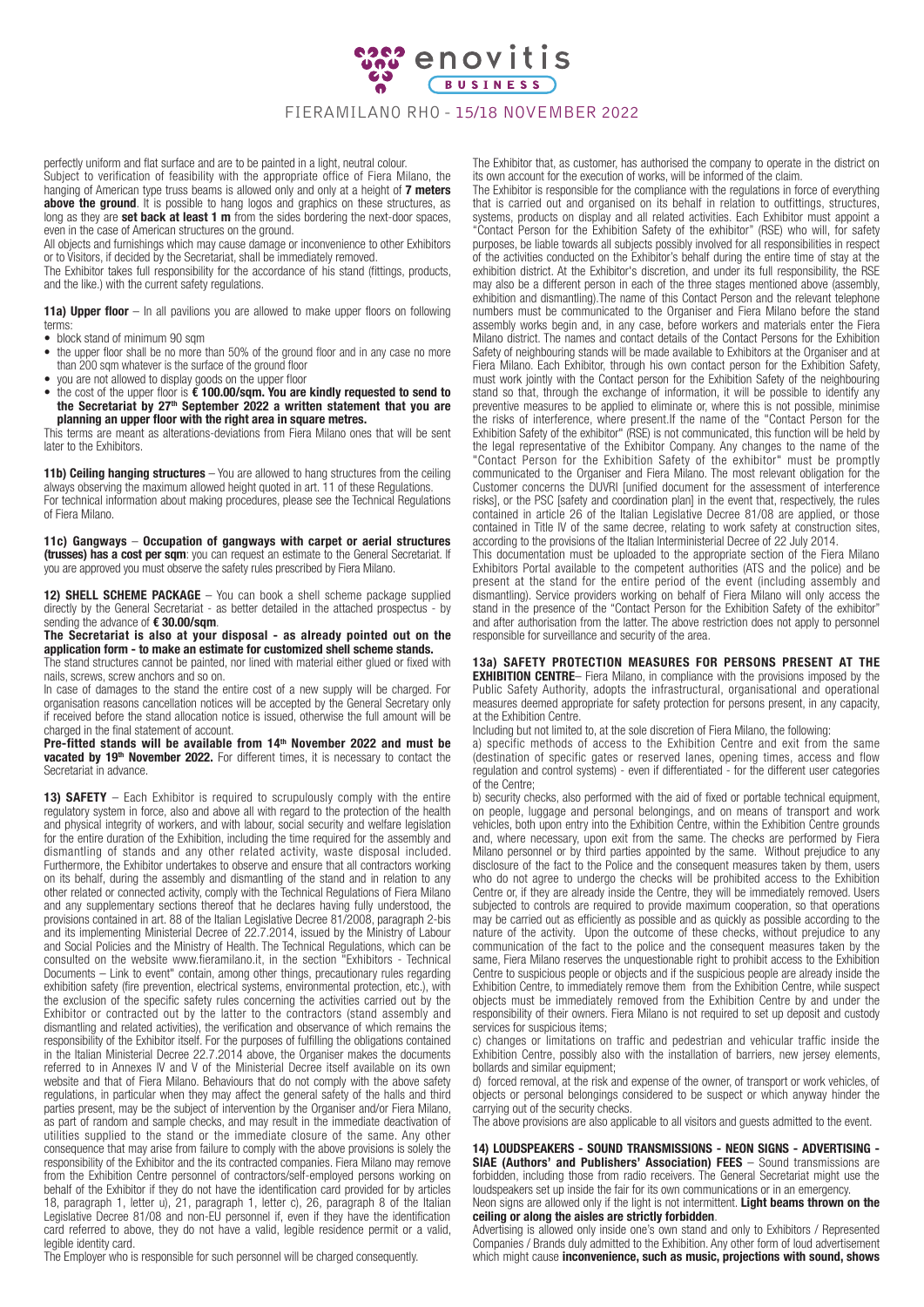perfectly uniform and flat surface and are to be painted in a light, neutral colour.

Subject to verification of feasibility with the appropriate office of Fiera Milano, the hanging of American type truss beams is allowed only and only at a height of **7 meters above the ground**. It is possible to hang logos and graphics on these structures, as long as they are **set back at least 1 m** from the sides bordering the next-door spaces, even in the case of American structures on the ground.

All objects and furnishings which may cause damage or inconvenience to other Exhibitors or to Visitors, if decided by the Secretariat, shall be immediately removed.

The Exhibitor takes full responsibility for the accordance of his stand (fittings, products, and the like.) with the current safety regulations.

**11a) Upper floor** – In all pavilions you are allowed to make upper floors on following terms:

- block stand of minimum 90 sqm
- the upper floor shall be no more than 50% of the ground floor and in any case no more than 200 sqm whatever is the surface of the ground floor
- you are not allowed to display goods on the upper floor
- the cost of the upper floor is **€ 100.00/sqm. You are kindly requested to send to the Secretariat by 27th September 2022 a written statement that you are planning an upper floor with the right area in square metres.**

This terms are meant as alterations-deviations from Fiera Milano ones that will be sent later to the Exhibitors.

**11b) Ceiling hanging structures** – You are allowed to hang structures from the ceiling always observing the maximum allowed height quoted in art. 11 of these Regulations. For technical information about making procedures, please see the Technical Regulations of Fiera Milano.

**11c) Gangways** – **Occupation of gangways with carpet or aerial structures (trusses) has a cost per sqm**: you can request an estimate to the General Secretariat. If you are approved you must observe the safety rules prescribed by Fiera Milano.

**12) SHELL SCHEME PACKAGE** – You can book a shell scheme package supplied directly by the General Secretariat - as better detailed in the attached prospectus - by sending the advance of **€ 30.00/sqm**.

**The Secretariat is also at your disposal - as already pointed out on the application form - to make an estimate for customized shell scheme stands.**

The stand structures cannot be painted, nor lined with material either glued or fixed with nails, screws, screw anchors and so on.

In case of damages to the stand the entire cost of a new supply will be charged. For organisation reasons cancellation notices will be accepted by the General Secretary only if received before the stand allocation notice is issued, otherwise the full amount will be charged in the final statement of account.

**Pre-fitted stands will be available from 14th November 2022 and must be vacated by 19th November 2022.** For different times, it is necessary to contact the Secretariat in advance.

**13) SAFETY** – Each Exhibitor is required to scrupulously comply with the entire regulatory system in force, also and above all with regard to the protection of the health and physical integrity of workers, and with labour, social security and welfare legislation for the entire duration of the Exhibition, including the time required for the assembly and dismantling of stands and any other related activity, waste disposal included. Furthermore, the Exhibitor undertakes to observe and ensure that all contractors working on its behalf, during the assembly and dismantling of the stand and in relation to any other related or connected activity, comply with the Technical Regulations of Fiera Milano and any supplementary sections thereof that he declares having fully understood, the provisions contained in art. 88 of the Italian Legislative Decree 81/2008, paragraph 2-bis and its implementing Ministerial Decree of 22.7.2014, issued by the Ministry of Labour and Social Policies and the Ministry of Health. The Technical Regulations, which can be consulted on the website www.fieramilano.it, in the section "Exhibitors - Technical Documents – Link to event" contain, among other things, precautionary rules regarding exhibition safety (fire prevention, electrical systems, environmental protection, etc.), with the exclusion of the specific safety rules concerning the activities carried out by the Exhibitor or contracted out by the latter to the contractors (stand assembly and dismantling and related activities), the verification and observance of which remains the responsibility of the Exhibitor itself. For the purposes of fulfilling the obligations contained in the Italian Ministerial Decree 22.7.2014 above, the Organiser makes the documents referred to in Annexes IV and V of the Ministerial Decree itself available on its own website and that of Fiera Milano. Behaviours that do not comply with the above safety regulations, in particular when they may affect the general safety of the halls and third parties present, may be the subject of intervention by the Organiser and/or Fiera Milano, as part of random and sample checks, and may result in the immediate deactivation of utilities supplied to the stand or the immediate closure of the same. Any other consequence that may arise from failure to comply with the above provisions is solely the responsibility of the Exhibitor and the its contracted companies. Fiera Milano may remove from the Exhibition Centre personnel of contractors/self-employed persons working on behalf of the Exhibitor if they do not have the identification card provided for by articles 18, paragraph 1, letter u), 21, paragraph 1, letter c), 26, paragraph 8 of the Italian Legislative Decree 81/08 and non-EU personnel if, even if they have the identification card referred to above, they do not have a valid, legible residence permit or a valid, legible identity card.

The Employer who is responsible for such personnel will be charged consequently.

The Exhibitor that, as customer, has authorised the company to operate in the district on its own account for the execution of works, will be informed of the claim.

The Exhibitor is responsible for the compliance with the regulations in force of everything that is carried out and organised on its behalf in relation to outfittings, structures, systems, products on display and all related activities. Each Exhibitor must appoint a "Contact Person for the Exhibition Safety of the exhibitor" (RSE) who will, for safety purposes, be liable towards all subjects possibly involved for all responsibilities in respect of the activities conducted on the Exhibitor's behalf during the entire time of stay at the exhibition district. At the Exhibitor's discretion, and under its full responsibility, the RSE may also be a different person in each of the three stages mentioned above (assembly, exhibition and dismantling).The name of this Contact Person and the relevant telephone numbers must be communicated to the Organiser and Fiera Milano before the stand assembly works begin and, in any case, before workers and materials enter the Fiera Milano district. The names and contact details of the Contact Persons for the Exhibition Safety of neighbouring stands will be made available to Exhibitors at the Organiser and at Fiera Milano. Each Exhibitor, through his own contact person for the Exhibition Safety, must work jointly with the Contact person for the Exhibition Safety of the neighbouring stand so that, through the exchange of information, it will be possible to identify any preventive measures to be applied to eliminate or, where this is not possible, minimise the risks of interference, where present.If the name of the "Contact Person for the Exhibition Safety of the exhibitor" (RSE) is not communicated, this function will be held by the legal representative of the Exhibitor Company. Any changes to the name of the "Contact Person for the Exhibition Safety of the exhibitor" must be promptly communicated to the Organiser and Fiera Milano. The most relevant obligation for the Customer concerns the DUVRI [unified document for the assessment of interference risks], or the PSC [safety and coordination plan] in the event that, respectively, the rules contained in article 26 of the Italian Legislative Decree 81/08 are applied, or those contained in Title IV of the same decree, relating to work safety at construction sites, according to the provisions of the Italian Interministerial Decree of 22 July 2014.

This documentation must be uploaded to the appropriate section of the Fiera Milano Exhibitors Portal available to the competent authorities (ATS and the police) and be present at the stand for the entire period of the event (including assembly and dismantling). Service providers working on behalf of Fiera Milano will only access the stand in the presence of the "Contact Person for the Exhibition Safety of the exhibitor" and after authorisation from the latter. The above restriction does not apply to personnel responsible for surveillance and security of the area.

**13a) SAFETY PROTECTION MEASURES FOR PERSONS PRESENT AT THE EXHIBITION CENTRE**– Fiera Milano, in compliance with the provisions imposed by the Public Safety Authority, adopts the infrastructural, organisational and operational measures deemed appropriate for safety protection for persons present, in any capacity, at the Exhibition Centre.

Including but not limited to, at the sole discretion of Fiera Milano, the following:

a) specific methods of access to the Exhibition Centre and exit from the same (destination of specific gates or reserved lanes, opening times, access and flow regulation and control systems) - even if differentiated - for the different user categories of the Centre;

b) security checks, also performed with the aid of fixed or portable technical equipment, on people, luggage and personal belongings, and on means of transport and work vehicles, both upon entry into the Exhibition Centre, within the Exhibition Centre grounds and, where necessary, upon exit from the same. The checks are performed by Fiera Milano personnel or by third parties appointed by the same. Without prejudice to any disclosure of the fact to the Police and the consequent measures taken by them, users who do not agree to undergo the checks will be prohibited access to the Exhibition Centre or, if they are already inside the Centre, they will be immediately removed. Users subjected to controls are required to provide maximum cooperation, so that operations may be carried out as efficiently as possible and as quickly as possible according to the nature of the activity. Upon the outcome of these checks, without prejudice to any communication of the fact to the police and the consequent measures taken by the same, Fiera Milano reserves the unquestionable right to prohibit access to the Exhibition Centre to suspicious people or objects and if the suspicious people are already inside the Exhibition Centre, to immediately remove them from the Exhibition Centre, while suspect objects must be immediately removed from the Exhibition Centre by and under the responsibility of their owners. Fiera Milano is not required to set up deposit and custody services for suspicious items;

c) changes or limitations on traffic and pedestrian and vehicular traffic inside the Exhibition Centre, possibly also with the installation of barriers, new jersey elements, bollards and similar equipment;

d) forced removal, at the risk and expense of the owner, of transport or work vehicles, of objects or personal belongings considered to be suspect or which anyway hinder the carrying out of the security checks.

The above provisions are also applicable to all visitors and guests admitted to the event.

**14) LOUDSPEAKERS - SOUND TRANSMISSIONS - NEON SIGNS - ADVERTISING - SIAE (Authors' and Publishers' Association) FEES** – Sound transmissions are forbidden, including those from radio receivers. The General Secretariat might use the loudspeakers set up inside the fair for its own communications or in an emergency.

Neon signs are allowed only if the light is not intermittent. **Light beams thrown on the ceiling or along the aisles are strictly forbidden**.

Advertising is allowed only inside one's own stand and only to Exhibitors / Represented Companies / Brands duly admitted to the Exhibition. Any other form of loud advertisement which might cause **inconvenience, such as music, projections with sound, shows**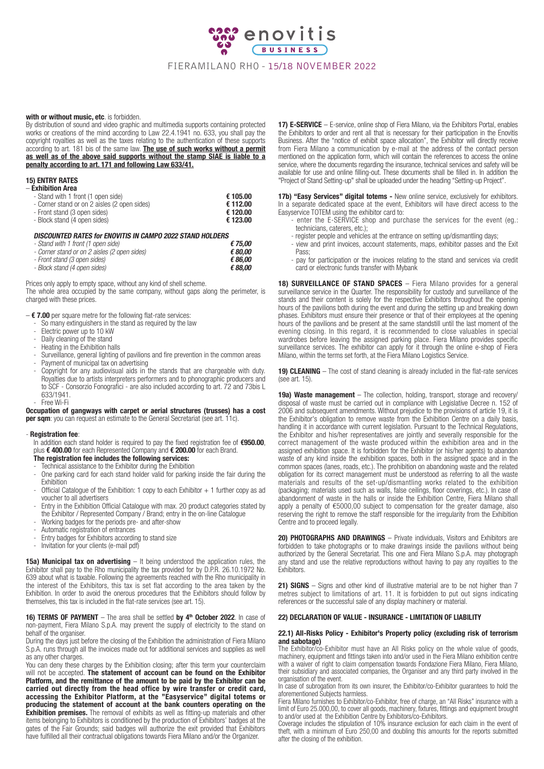**with or without music, etc**. is forbidden.

By distribution of sound and video graphic and multimedia supports containing protected works or creations of the mind according to Law 22.4.1941 no. 633, you shall pay the copyright royalties as well as the taxes relating to the authentication of these supports according to art. 181 bis of the same law. **The use of such works without a permit as well as of the above said supports without the stamp SIAE is liable to a penalty according to art. 171 and following Law 633/41.**

### 15) ENTRY RATES

– **Exhibition Area**

| | |
|---|---|
| - Stand with 1 front (1 open side) | € 105.00 |
| - Corner stand or on 2 aisles (2 open sides) | € 112.00 |
| - Front stand (3 open sides) | € 120.00 |
| - Block stand (4 open sides) | € 123.00 |

***DISCOUNTED RATES for ENOVITIS IN CAMPO 2022 STAND HOLDERS***

| | |
|---|---|
| *- Stand with 1 front (1 open side)* | *€ 75,00* |
| *- Corner stand or on 2 aisles (2 open sides)* | *€ 80,00* |
| *- Front stand (3 open sides)* | *€ 86,00* |
| *- Block stand (4 open sides)* | *€ 88,00* |

Prices only apply to empty space, without any kind of shell scheme.

The whole area occupied by the same company, without gaps along the perimeter, is charged with these prices.

– **€ 7.00** per square metre for the following flat-rate services:

- So many extinguishers in the stand as required by the law
- Electric power up to 10 kW
- Daily cleaning of the stand
- Heating in the Exhibition halls
- Surveillance, general lighting of pavilions and fire prevention in the common areas
- Payment of municipal tax on advertising
- Copyright for any audiovisual aids in the stands that are chargeable with duty. Royalties due to artists interpreters performers and to phonographic producers and to SCF - Consorzio Fonografici - are also included according to art. 72 and 73bis L 633/1941.
- Free Wi-Fi

**Occupation of gangways with carpet or aerial structures (trusses) has a cost per sqm**: you can request an estimate to the General Secretariat (see art. 11c).

- **Registration fee**:

In addition each stand holder is required to pay the fixed registration fee of **€950.00**, plus **€ 400.00** for each Represented Company and **€ 200.00** for each Brand.

**The registration fee includes the following services:**

- Technical assistance to the Exhibitor during the Exhibition
- One parking card for each stand holder valid for parking inside the fair during the Exhibition
- Official Catalogue of the Exhibition: 1 copy to each Exhibitor + 1 further copy as ad voucher to all advertisers
- Entry in the Exhibition Official Catalogue with max. 20 product categories stated by the Exhibitor / Represented Company / Brand; entry in the on-line Catalogue
- Working badges for the periods pre- and after-show
- Automatic registration of entrances
- Entry badges for Exhibitors according to stand size
- Invitation for your clients (e-mail pdf)

**15a) Municipal tax on advertising** – It being understood the application rules, the Exhibitor shall pay to the Rho municipality the tax provided for by D.P.R. 26.10.1972 No. 639 about what is taxable. Following the agreements reached with the Rho municipality in the interest of the Exhibitors, this tax is set flat according to the area taken by the Exhibition. In order to avoid the onerous procedures that the Exhibitors should follow by themselves, this tax is included in the flat-rate services (see art. 15).

**16) TERMS OF PAYMENT** – The area shall be settled **by 4th October 2022**. In case of non-payment, Fiera Milano S.p.A. may prevent the supply of electricity to the stand on behalf of the organiser.

During the days just before the closing of the Exhibition the administration of Fiera Milano S.p.A. runs through all the invoices made out for additional services and supplies as well as any other charges.

You can deny these charges by the Exhibition closing; after this term your counterclaim will not be accepted. **The statement of account can be found on the Exhibitor Platform, and the remittance of the amount to be paid by the Exhibitor can be carried out directly from the head office by wire transfer or credit card, accessing the Exhibitor Platform, at the "Easyservice" digital totems or producing the statement of account at the bank counters operating on the Exhibition premises.** The removal of exhibits as well as fitting-up materials and other items belonging to Exhibitors is conditioned by the production of Exhibitors' badges at the gates of the Fair Grounds; said badges will authorize the exit provided that Exhibitors have fulfilled all their contractual obligations towards Fiera Milano and/or the Organizer.

**17) E-SERVICE** – E-service, online shop of Fiera Milano, via the Exhibitors Portal, enables the Exhibitors to order and rent all that is necessary for their participation in the Enovitis Business. After the "notice of exhibit space allocation", the Exhibitor will directly receive from Fiera Milano a communication by e-mail at the address of the contact person mentioned on the application form, which will contain the references to access the online service, where the documents regarding the insurance, technical services and safety will be available for use and online filling-out. These documents shall be filled in. In addition the "Project of Stand Setting-up" shall be uploaded under the heading "Setting-up Project".

**17b) "Easy Services" digital totems -** New online service, exclusively for exhibitors. In a separate dedicated space at the event, Exhibitors will have direct access to the Easyservice TOTEM using the exhibitor card to:

- enter the E-SERVICE shop and purchase the services for the event (eg.: technicians, caterers, etc.);
- register people and vehicles at the entrance on setting up/dismantling days;
- view and print invoices, account statements, maps, exhibitor passes and the Exit Pass;
- pay for participation or the invoices relating to the stand and services via credit card or electronic funds transfer with Mybank

**18) SURVEILLANCE OF STAND SPACES** – Fiera Milano provides for a general surveillance service in the Quarter. The responsibility for custody and surveillance of the stands and their content is solely for the respective Exhibitors throughout the opening hours of the pavilions both during the event and during the setting up and breaking down phases. Exhibitors must ensure their presence or that of their employees at the opening hours of the pavilions and be present at the same standstill until the last moment of the evening closing. In this regard, it is recommended to close valuables in special wardrobes before leaving the assigned parking place. Fiera Milano provides specific surveillance services. The exhibitor can apply for it through the online e-shop of Fiera Milano, within the terms set forth, at the Fiera Milano Logistics Service.

**19) CLEANING** – The cost of stand cleaning is already included in the flat-rate services (see art. 15).

**19a) Waste management** – The collection, holding, transport, storage and recovery/disposal of waste must be carried out in compliance with Legislative Decree n. 152 of 2006 and subsequent amendments. Without prejudice to the provisions of article 19, it is the Exhibitor's obligation to remove waste from the Exhibition Centre on a daily basis, handling it in accordance with current legislation. Pursuant to the Technical Regulations, the Exhibitor and his/her representatives are jointly and severally responsible for the correct management of the waste produced within the exhibition area and in the assigned exhibition space. It is forbidden for the Exhibitor (or his/her agents) to abandon waste of any kind inside the exhibition spaces, both in the assigned space and in the common spaces (lanes, roads, etc.). The prohibition on abandoning waste and the related obligation for its correct management must be understood as referring to all the waste materials and results of the set-up/dismantling works related to the exhibition (packaging; materials used such as walls, false ceilings, floor coverings, etc.). In case of abandonment of waste in the halls or inside the Exhibition Centre, Fiera Milano shall apply a penalty of €5000,00 subject to compensation for the greater damage, also reserving the right to remove the staff responsible for the irregularity from the Exhibition Centre and to proceed legally.

**20) PHOTOGRAPHS AND DRAWINGS** – Private individuals, Visitors and Exhibitors are forbidden to take photographs or to make drawings inside the pavilions without being authorized by the General Secretariat. This one and Fiera Milano S.p.A. may photograph any stand and use the relative reproductions without having to pay any royalties to the Exhibitors.

**21) SIGNS** – Signs and other kind of illustrative material are to be not higher than 7 metres subject to limitations of art. 11. It is forbidden to put out signs indicating references or the successful sale of any display machinery or material.

### 22) DECLARATION OF VALUE - INSURANCE - LIMITATION OF LIABILITY

#### 22.1) All-Risks Policy - Exhibitor's Property policy (excluding risk of terrorism and sabotage)

The Exhibitor/co-Exhibitor must have an All Risks policy on the whole value of goods, machinery, equipment and fittings taken into and/or used in the Fiera Milano exhibition centre with a waiver of right to claim compensation towards Fondazione Fiera Milano, Fiera Milano, their subsidiary and associated companies, the Organiser and any third party involved in the organisation of the event.

In case of subrogation from its own insurer, the Exhibitor/co-Exhibitor guarantees to hold the aforementioned Subjects harmless.

Fiera Milano furnishes to Exhibitor/co-Exhibitor, free of charge, an "All Risks" insurance with a limit of Euro 25.000,00, to cover all goods, machinery, fixtures, fittings and equipment brought to and/or used at the Exhibition Centre by Exhibitors/co-Exhibitors.

Coverage includes the stipulation of 10% insurance exclusion for each claim in the event of theft, with a minimum of Euro 250,00 and doubling this amounts for the reports submitted after the closing of the exhibition.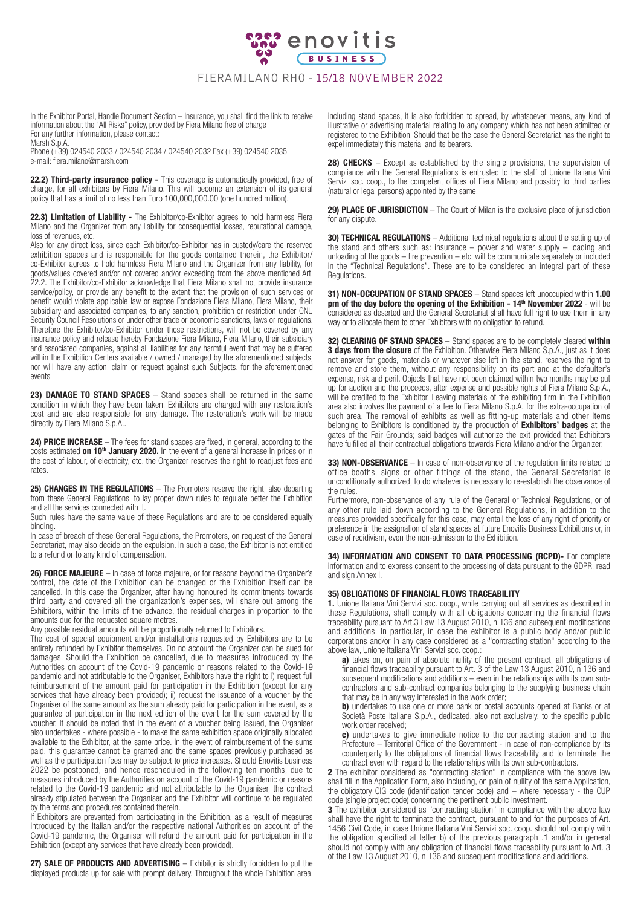In the Exhibitor Portal, Handle Document Section – Insurance, you shall find the link to receive information about the "All Risks" policy, provided by Fiera Milano free of charge
For any further information, please contact:
Marsh S.p.A.
Phone (+39) 024540 2033 / 024540 2034 / 024540 2032 Fax (+39) 024540 2035
e-mail: fiera.milano@marsh.com

**22.2) Third-party insurance policy -** This coverage is automatically provided, free of charge, for all exhibitors by Fiera Milano. This will become an extension of its general policy that has a limit of no less than Euro 100,000,000.00 (one hundred million).

**22.3) Limitation of Liability -** The Exhibitor/co-Exhibitor agrees to hold harmless Fiera Milano and the Organizer from any liability for consequential losses, reputational damage, loss of revenues, etc.
Also for any direct loss, since each Exhibitor/co-Exhibitor has in custody/care the reserved exhibition spaces and is responsible for the goods contained therein, the Exhibitor/co-Exhibitor agrees to hold harmless Fiera Milano and the Organizer from any liability, for goods/values covered and/or not covered and/or exceeding from the above mentioned Art. 22.2. The Exhibitor/co-Exhibitor acknowledge that Fiera Milano shall not provide insurance service/policy, or provide any benefit to the extent that the provision of such services or benefit would violate applicable law or expose Fondazione Fiera Milano, Fiera Milano, their subsidiary and associated companies, to any sanction, prohibition or restriction under ONU Security Council Resolutions or under other trade or economic sanctions, laws or regulations. Therefore the Exhibitor/co-Exhibitor under those restrictions, will not be covered by any insurance policy and release hereby Fondazione Fiera Milano, Fiera Milano, their subsidiary and associated companies, against all liabilities for any harmful event that may be suffered within the Exhibition Centers available / owned / managed by the aforementioned subjects, nor will have any action, claim or request against such Subjects, for the aforementioned events

**23) DAMAGE TO STAND SPACES** – Stand spaces shall be returned in the same condition in which they have been taken. Exhibitors are charged with any restoration's cost and are also responsible for any damage. The restoration's work will be made directly by Fiera Milano S.p.A..

**24) PRICE INCREASE** – The fees for stand spaces are fixed, in general, according to the costs estimated **on 10th January 2020.** In the event of a general increase in prices or in the cost of labour, of electricity, etc. the Organizer reserves the right to readjust fees and rates.

**25) CHANGES IN THE REGULATIONS** – The Promoters reserve the right, also departing from these General Regulations, to lay proper down rules to regulate better the Exhibition and all the services connected with it.
Such rules have the same value of these Regulations and are to be considered equally binding.
In case of breach of these General Regulations, the Promoters, on request of the General Secretariat, may also decide on the expulsion. In such a case, the Exhibitor is not entitled to a refund or to any kind of compensation.

**26) FORCE MAJEURE** – In case of force majeure, or for reasons beyond the Organizer's control, the date of the Exhibition can be changed or the Exhibition itself can be cancelled. In this case the Organizer, after having honoured its commitments towards third party and covered all the organization's expenses, will share out among the Exhibitors, within the limits of the advance, the residual charges in proportion to the amounts due for the requested square metres.
Any possible residual amounts will be proportionally returned to Exhibitors.
The cost of special equipment and/or installations requested by Exhibitors are to be entirely refunded by Exhibitor themselves. On no account the Organizer can be sued for damages. Should the Exhibition be cancelled, due to measures introduced by the Authorities on account of the Covid-19 pandemic or reasons related to the Covid-19 pandemic and not attributable to the Organiser, Exhibitors have the right to i) request full reimbursement of the amount paid for participation in the Exhibition (except for any services that have already been provided); ii) request the issuance of a voucher by the Organiser of the same amount as the sum already paid for participation in the event, as a guarantee of participation in the next edition of the event for the sum covered by the voucher. It should be noted that in the event of a voucher being issued, the Organiser also undertakes - where possible - to make the same exhibition space originally allocated available to the Exhibitor, at the same price. In the event of reimbursement of the sums paid, this guarantee cannot be granted and the same spaces previously purchased as well as the participation fees may be subject to price increases. Should Enovitis business 2022 be postponed, and hence rescheduled in the following ten months, due to measures introduced by the Authorities on account of the Covid-19 pandemic or reasons related to the Covid-19 pandemic and not attributable to the Organiser, the contract already stipulated between the Organiser and the Exhibitor will continue to be regulated by the terms and procedures contained therein.
If Exhibitors are prevented from participating in the Exhibition, as a result of measures introduced by the Italian and/or the respective national Authorities on account of the Covid-19 pandemic, the Organiser will refund the amount paid for participation in the Exhibition (except any services that have already been provided).

**27) SALE OF PRODUCTS AND ADVERTISING** – Exhibitor is strictly forbidden to put the displayed products up for sale with prompt delivery. Throughout the whole Exhibition area, including stand spaces, it is also forbidden to spread, by whatsoever means, any kind of illustrative or advertising material relating to any company which has not been admitted or registered to the Exhibition. Should that be the case the General Secretariat has the right to expel immediately this material and its bearers.

**28) CHECKS** – Except as established by the single provisions, the supervision of compliance with the General Regulations is entrusted to the staff of Unione Italiana Vini Servizi soc. coop., to the competent offices of Fiera Milano and possibly to third parties (natural or legal persons) appointed by the same.

**29) PLACE OF JURISDICTION** – The Court of Milan is the exclusive place of jurisdiction for any dispute.

**30) TECHNICAL REGULATIONS** – Additional technical regulations about the setting up of the stand and others such as: insurance – power and water supply – loading and unloading of the goods – fire prevention – etc. will be communicate separately or included in the "Technical Regulations". These are to be considered an integral part of these Regulations.

**31) NON-OCCUPATION OF STAND SPACES** – Stand spaces left unoccupied within **1.00 pm of the day before the opening of the Exhibition - 14th November 2022** - will be considered as deserted and the General Secretariat shall have full right to use them in any way or to allocate them to other Exhibitors with no obligation to refund.

**32) CLEARING OF STAND SPACES** – Stand spaces are to be completely cleared **within 3 days from the closure** of the Exhibition. Otherwise Fiera Milano S.p.A., just as it does not answer for goods, materials or whatever else left in the stand, reserves the right to remove and store them, without any responsibility on its part and at the defaulter's expense, risk and peril. Objects that have not been claimed within two months may be put up for auction and the proceeds, after expense and possible rights of Fiera Milano S.p.A., will be credited to the Exhibitor. Leaving materials of the exhibiting firm in the Exhibition area also involves the payment of a fee to Fiera Milano S.p.A. for the extra-occupation of such area. The removal of exhibits as well as fitting-up materials and other items belonging to Exhibitors is conditioned by the production of **Exhibitors' badges** at the gates of the Fair Grounds; said badges will authorize the exit provided that Exhibitors have fulfilled all their contractual obligations towards Fiera Milano and/or the Organizer.

**33) NON-OBSERVANCE** – In case of non-observance of the regulation limits related to office booths, signs or other fittings of the stand, the General Secretariat is unconditionally authorized, to do whatever is necessary to re-establish the observance of the rules.
Furthermore, non-observance of any rule of the General or Technical Regulations, or of any other rule laid down according to the General Regulations, in addition to the measures provided specifically for this case, may entail the loss of any right of priority or preference in the assignation of stand spaces at future Enovitis Business Exhibitions or, in case of recidivism, even the non-admission to the Exhibition.

**34) INFORMATION AND CONSENT TO DATA PROCESSING (RCPD)-** For complete information and to express consent to the processing of data pursuant to the GDPR, read and sign Annex I.

**35) OBLIGATIONS OF FINANCIAL FLOWS TRACEABILITY**

**1.** Unione Italiana Vini Servizi soc. coop., while carrying out all services as described in these Regulations, shall comply with all obligations concerning the financial flows traceability pursuant to Art.3 Law 13 August 2010, n 136 and subsequent modifications and additions. In particular, in case the exhibitor is a public body and/or public corporations and/or in any case considered as a "contracting station" according to the above law, Unione Italiana Vini Servizi soc. coop.:

- **a)** takes on, on pain of absolute nullity of the present contract, all obligations of financial flows traceability pursuant to Art. 3 of the Law 13 August 2010, n 136 and subsequent modifications and additions – even in the relationships with its own sub-contractors and sub-contract companies belonging to the supplying business chain that may be in any way interested in the work order;
- **b)** undertakes to use one or more bank or postal accounts opened at Banks or at Società Poste Italiane S.p.A., dedicated, also not exclusively, to the specific public work order received;
- **c)** undertakes to give immediate notice to the contracting station and to the Prefecture – Territorial Office of the Government - in case of non-compliance by its counterparty to the obligations of financial flows traceability and to terminate the contract even with regard to the relationships with its own sub-contractors.

**2** The exhibitor considered as "contracting station" in compliance with the above law shall fill in the Application Form, also including, on pain of nullity of the same Application, the obligatory CIG code (identification tender code) and – where necessary - the CUP code (single project code) concerning the pertinent public investment.

**3** The exhibitor considered as "contracting station" in compliance with the above law shall have the right to terminate the contract, pursuant to and for the purposes of Art. 1456 Civil Code, in case Unione Italiana Vini Servizi soc. coop. should not comply with the obligation specified at letter b) of the previous paragraph .1 and/or in general should not comply with any obligation of financial flows traceability pursuant to Art. 3 of the Law 13 August 2010, n 136 and subsequent modifications and additions.